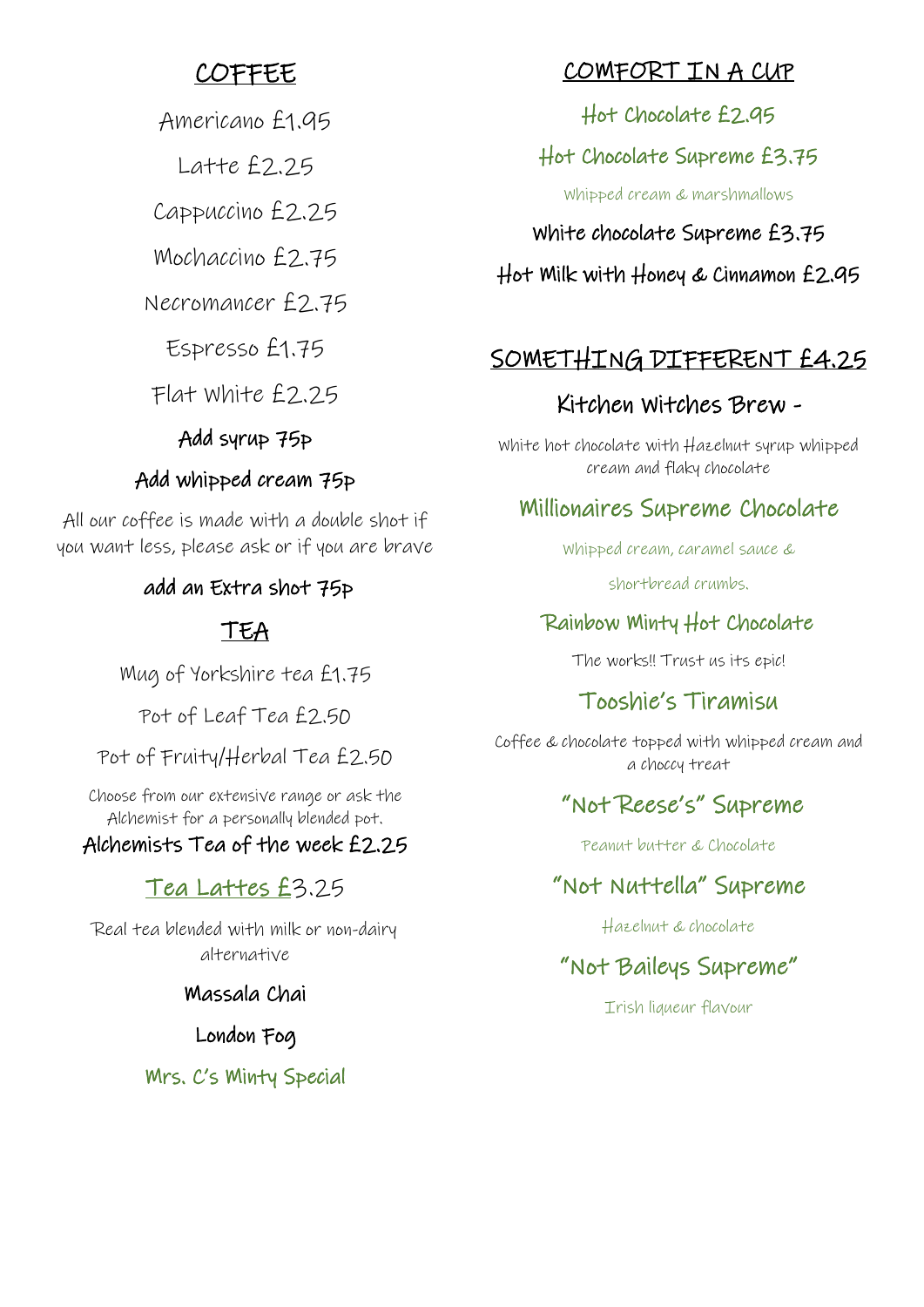## COFFEE

Americano £1.95

Latte £2.25

Cappuccino £2.25

Mochaccino £2.75

Necromancer £2.75

Espresso £1.75

Flat white £2.25

Add syrup 75p

Add whipped cream 75p

All our coffee is made with a double shot if you want less, please ask or if you are brave

add an Extra shot 75p

## TEA

Mug of Yorkshire tea £1.75

Pot of Leaf Tea £2.50

Pot of Fruity/Herbal Tea £2.50

Choose from our extensive range or ask the Alchemist for a personally blended pot.

Alchemists Tea of the week £2.25

### Tea Lattes £3.25

Real tea blended with milk or non-dairy alternative

Massala Chai

London Fog

Mrs. C's Minty Special

## COMFORT IN A CUP

Hot Chocolate £2.95

Hot Chocolate Supreme £3.75

Whipped cream & marshmallows

White chocolate Supreme £3.75

Hot Milk with Honey & Cinnamon £2.95

## SOMETHING DIFFERENT £4.25

Kitchen Witches Brew -

White hot chocolate with Hazelnut syrup whipped cream and flaky chocolate

Millionaires Supreme Chocolate

Whipped cream, caramel sauce & shortbread crumbs.

Rainbow Minty Hot Chocolate

The works!! Trust us its epic!

Tooshie's Tiramisu

Coffee & chocolate topped with whipped cream and a choccy treat

"Not Reese's" Supreme

Peanut butter & Chocolate

"Not Nuttella" Supreme

Hazelnut & chocolate

"Not Baileys Supreme"

Irish liqueur flavour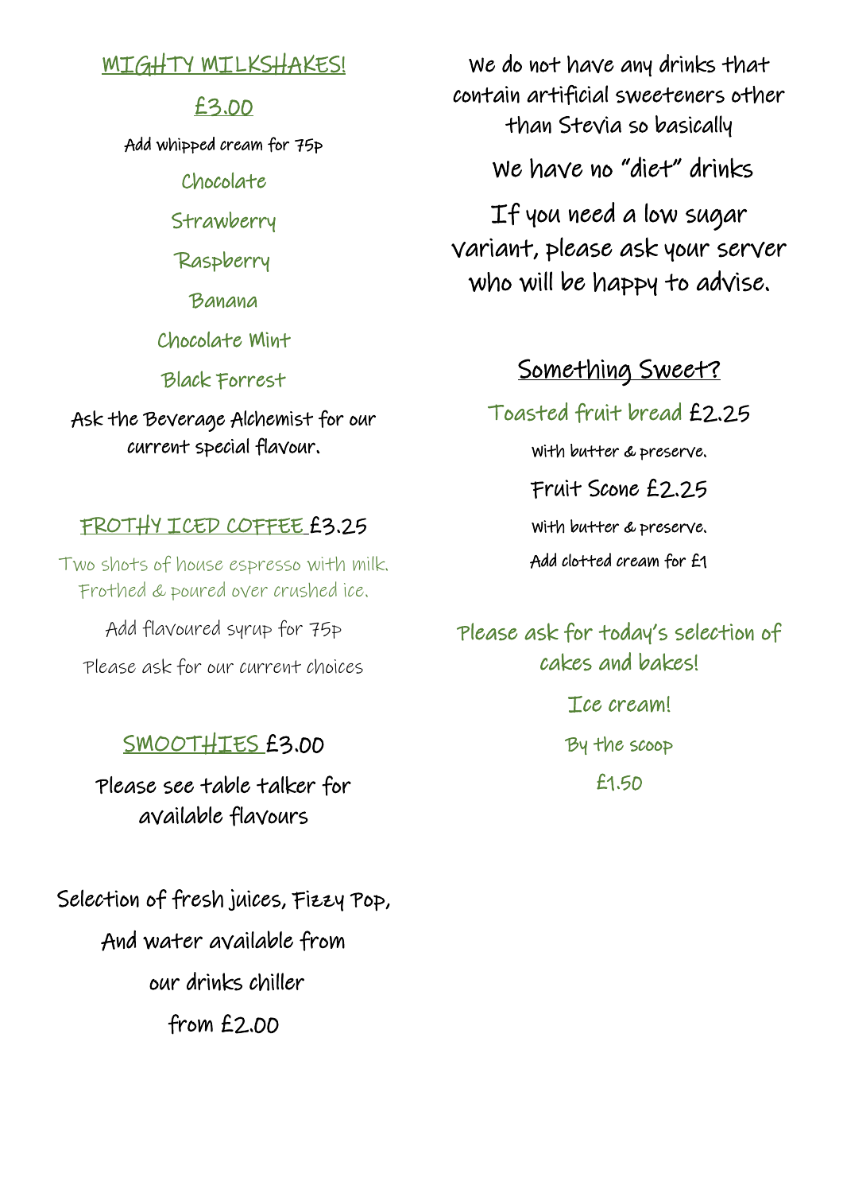## MIGHTY MILKSHAKES!

## £3.00

Add whipped cream for 75p

Chocolate

Strawberry

Raspberry

Banana

Chocolate Mint

Black Forrest

Ask the Beverage Alchemist for our current special flavour.

## FROTHY ICED COFFEE £3.25

Two shots of house espresso with milk. Frothed & poured over crushed ice.

Add flavoured syrup for 75p

Please ask for our current choices

## SMOOTHIES £3.00

Please see table talker for available flavours

Selection of fresh juices, Fizzy Pop,

And water available from

our drinks chiller

from £2.00

We do not have any drinks that contain artificial sweeteners other than Stevia so basically

We have no "diet" drinks

If you need a low sugar variant, please ask your server who will be happy to advise.

## Something Sweet?

Toasted fruit bread £2.25

With butter & preserve.

Fruit Scone £2.25

With butter & preserve.

Add clotted cream for £1

Please ask for today's selection of cakes and bakes!

Ice cream!

By the scoop

£1.50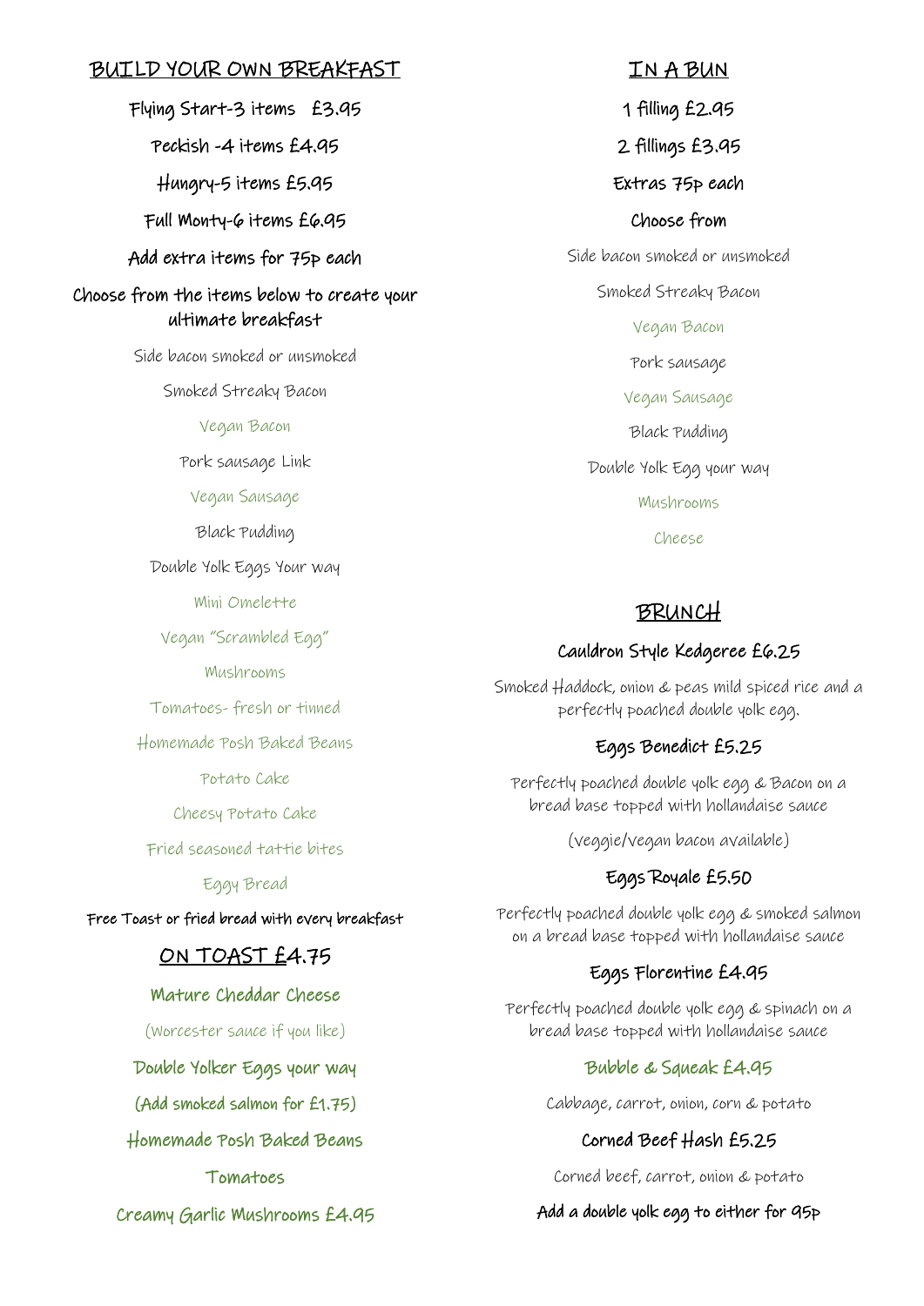## BUILD YOUR OWN BREAKFAST

Flying Start-3 items £3.95

Peckish -4 items £4.95

Hungry-5 items £5.95

Full Monty-6 items £6.95

Add extra items for 75p each

Choose from the items below to create your ultimate breakfast

Side bacon smoked or unsmoked

Smoked Streaky Bacon

Vegan Bacon

Pork sausage Link

Vegan Sausage

Black Pudding

Double Yolk Eggs Your way

Mini Omelette

Vegan "Scrambled Egg"

Mushrooms

Tomatoes- fresh or tinned

Homemade Posh Baked Beans

Potato Cake

Cheesy Potato Cake

Fried seasoned tattie bites

Eggy Bread

Free Toast or fried bread with every breakfast

## ON TOAST £4.75

Mature Cheddar Cheese

(Worcester sauce if you like)

Double Yolker Eggs your way

(Add smoked salmon for £1.75)

Homemade Posh Baked Beans

Tomatoes

Creamy Garlic Mushrooms £4.95

## IN A BUN

1 filling £2.95

2 fillings £3.95

Extras 75p each

Choose from

Side bacon smoked or unsmoked

Smoked Streaky Bacon

Vegan Bacon

Pork sausage

Vegan Sausage

Black Pudding

Double Yolk Egg your way

Mushrooms

Cheese

## BRUNCH

### Cauldron Style Kedgeree £6.25

Smoked Haddock, onion & peas mild spiced rice and a perfectly poached double yolk egg.

### Eggs Benedict £5.25

Perfectly poached double yolk egg & Bacon on a bread base topped with hollandaise sauce

(veggie/vegan bacon available)

### Eggs Royale £5.50

Perfectly poached double yolk egg & smoked salmon on a bread base topped with hollandaise sauce

### Eggs Florentine £4.95

Perfectly poached double yolk egg & spinach on a bread base topped with hollandaise sauce

### Bubble & Squeak £4.95

Cabbage, carrot, onion, corn & potato

### Corned Beef Hash £5.25

Corned beef, carrot, onion & potato

Add a double yolk egg to either for 95p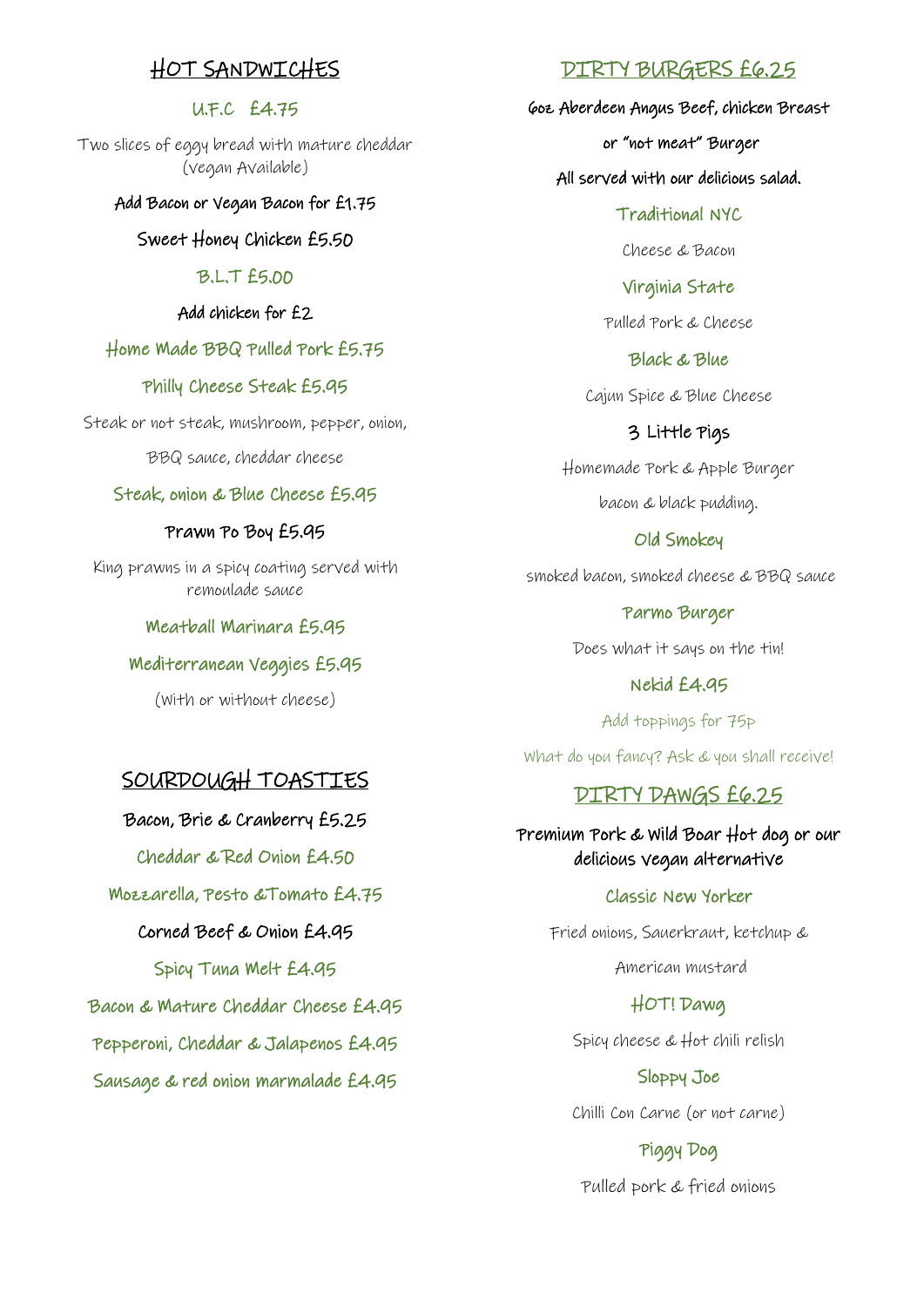## HOT SANDWICHES

### U.F.C £4.75

Two slices of eggy bread with mature cheddar (vegan Available)

Add Bacon or Vegan Bacon for £1.75

Sweet Honey Chicken £5.50

### B.L.T £5.00

Add chicken for £2

### Home Made BBQ Pulled Pork £5.75

### Philly Cheese Steak £5.95

Steak or not steak, mushroom, pepper, onion,

BBQ sauce, cheddar cheese

### Steak, onion & Blue Cheese £5.95

Prawn Po Boy £5.95

King prawns in a spicy coating served with remoulade sauce

### Meatball Marinara £5.95

### Mediterranean Veggies £5.95

(With or without cheese)

## SOURDOUGH TOASTIES

Bacon, Brie & Cranberry £5.25

Cheddar & Red Onion £4.50

Mozzarella, Pesto &Tomato £4.75

Corned Beef & Onion £4.95

Spicy Tuna Melt £4.95

Bacon & Mature Cheddar Cheese £4.95

Pepperoni, Cheddar & Jalapenos £4.95

Sausage & red onion marmalade £4.95

## DIRTY BURGERS £6.25

6oz Aberdeen Angus Beef, chicken Breast

or "not meat" Burger

All served with our delicious salad.

### Traditional NYC

Cheese & Bacon

### Virginia State

Pulled Pork & Cheese

### Black & Blue

Cajun Spice & Blue Cheese

### 3 Little Pigs

Homemade Pork & Apple Burger

bacon & black pudding.

### Old Smokey

smoked bacon, smoked cheese & BBQ sauce

### Parmo Burger

Does what it says on the tin!

### Nekid £4.95

Add toppings for 75p

What do you fancy? Ask & you shall receive!

## DIRTY DAWGS £6.25

Premium Pork & Wild Boar Hot dog or our delicious vegan alternative

### Classic New Yorker

Fried onions, Sauerkraut, ketchup &

American mustard

### HOT! Dawg

Spicy cheese & Hot chili relish

### Sloppy Joe

Chilli Con Carne (or not carne)

### Piggy Dog

Pulled pork & fried onions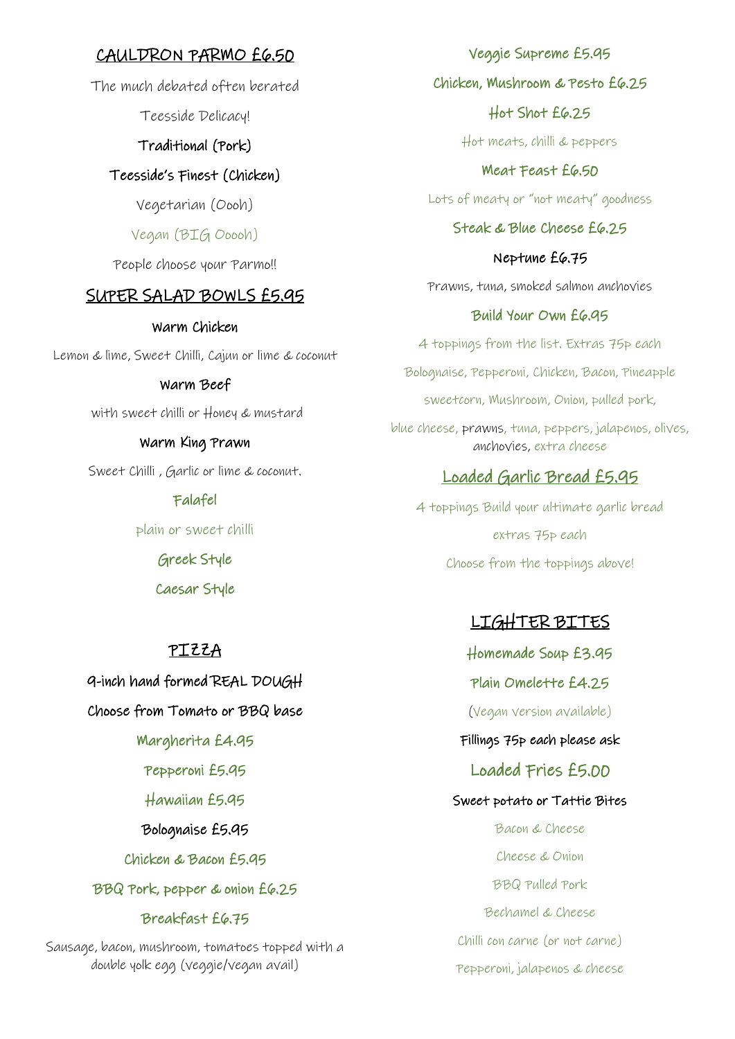## CAULDRON PARMO £6.50

The much debated often berated

Teesside Delicacy!

Traditional (Pork)

Teesside's Finest (Chicken)

Vegetarian (Oooh)

Vegan (BIG Ooooh)

People choose your Parmo!!

## SUPER SALAD BOWLS £5.95

Warm Chicken

Lemon & lime, Sweet Chilli, Cajun or lime & coconut

Warm Beef

with sweet chilli or Honey & mustard

Warm King Prawn

Sweet Chilli , Garlic or lime & coconut.

Falafel

plain or sweet chilli

Greek Style

Caesar Style

## PIZZA

9-inch hand formed REAL DOUGH

Choose from Tomato or BBQ base

Margherita £4.95

Pepperoni £5.95

Hawaiian £5.95

Bolognaise £5.95

Chicken & Bacon £5.95

BBQ Pork, pepper & onion £6.25

Breakfast £6.75

Sausage, bacon, mushroom, tomatoes topped with a double yolk egg (veggie/vegan avail)

Veggie Supreme £5.95

Chicken, Mushroom & Pesto £6.25

Hot Shot £6.25

Hot meats, chilli & peppers

Meat Feast £6.50

Lots of meaty or "not meaty" goodness

Steak & Blue Cheese £6.25

Neptune £6.75

Prawns, tuna, smoked salmon anchovies

Build Your Own £6.95

4 toppings from the list. Extras 75p each

Bolognaise, Pepperoni, Chicken, Bacon, Pineapple

sweetcorn, Mushroom, Onion, pulled pork,

blue cheese, prawns, tuna, peppers, jalapenos, olives, anchovies, extra cheese

## Loaded Garlic Bread £5.95

4 toppings Build your ultimate garlic bread

extras 75p each

Choose from the toppings above!

## LIGHTER BITES

Homemade Soup £3.95

Plain Omelette £4.25

(Vegan version available)

Fillings 75p each please ask

Loaded Fries £5.00

Sweet potato or Tattie Bites

Bacon & Cheese

Cheese & Onion

BBQ Pulled Pork

Bechamel & Cheese

Chilli con carne (or not carne)

Pepperoni, jalapenos & cheese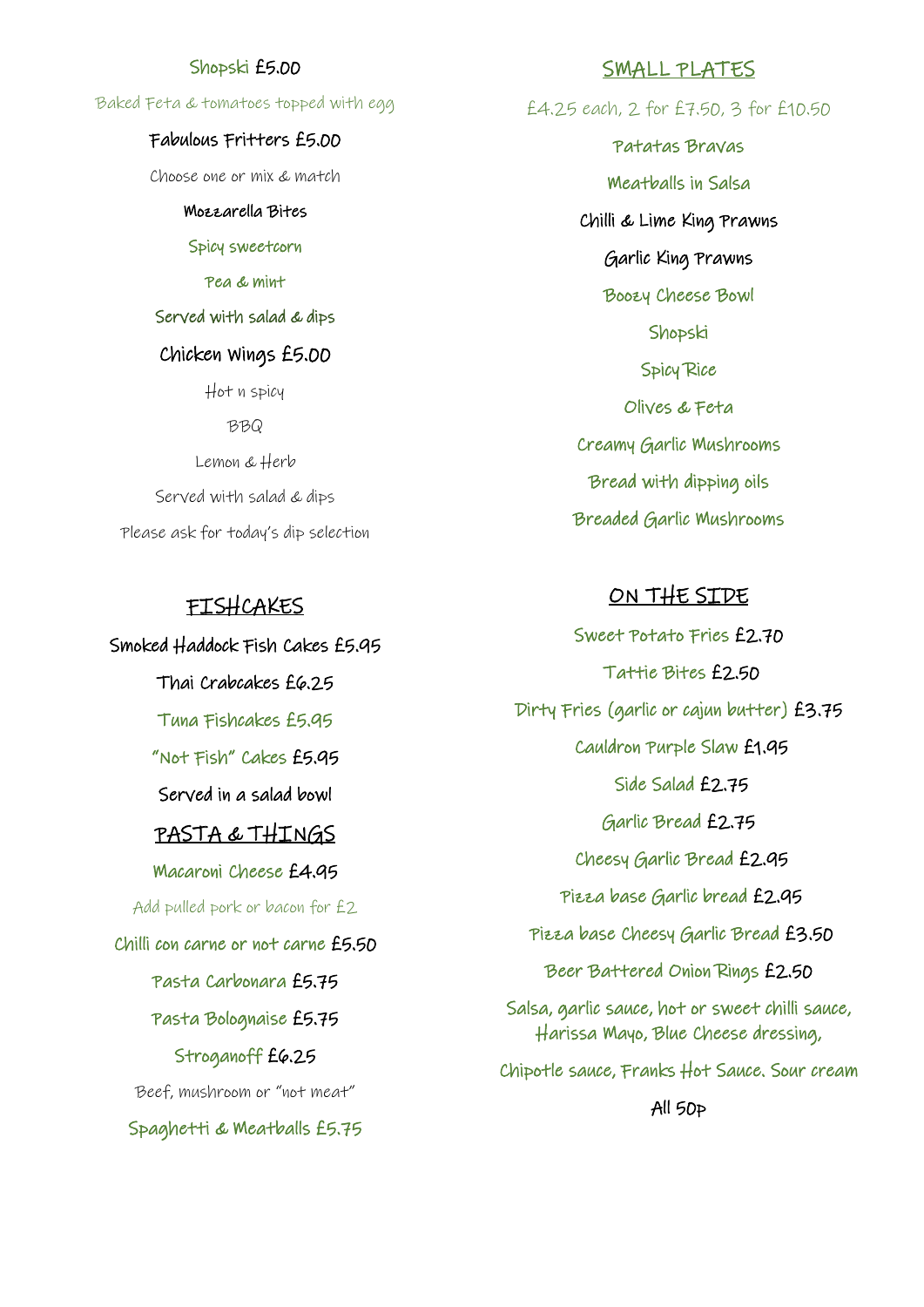Shopski £5.00

Baked Feta & tomatoes topped with egg

Fabulous Fritters £5.00

Choose one or mix & match

Mozzarella Bites

Spicy sweetcorn

Pea & mint

Served with salad & dips

Chicken Wings £5.00

Hot n spicy

BBQ

Lemon & Herb

Served with salad & dips

Please ask for today's dip selection

## FISHCAKES

Smoked Haddock Fish Cakes £5.95

Thai Crabcakes £6.25

Tuna Fishcakes £5.95

"Not Fish" Cakes £5.95

Served in a salad bowl

## PASTA & THINGS

Macaroni Cheese £4.95

Add pulled pork or bacon for £2

Chilli con carne or not carne £5.50

Pasta Carbonara £5.75

Pasta Bolognaise £5.75

Stroganoff £6.25

Beef, mushroom or "not meat"

Spaghetti & Meatballs £5.75

## SMALL PLATES

£4.25 each, 2 for £7.50, 3 for £10.50

Patatas Bravas

Meatballs in Salsa

Chilli & Lime King Prawns

Garlic King Prawns

Boozy Cheese Bowl

Shopski

Spicy Rice

Olives & Feta

Creamy Garlic Mushrooms

Bread with dipping oils

Breaded Garlic Mushrooms

## ON THE SIDE

Sweet Potato Fries £2.70

Tattie Bites £2.50

Dirty Fries (garlic or cajun butter) £3.75

Cauldron Purple Slaw £1.95

Side Salad £2.75

Garlic Bread £2.75

Cheesy Garlic Bread £2.95

Pizza base Garlic bread £2.95

Pizza base Cheesy Garlic Bread £3.50

Beer Battered Onion Rings £2.50

Salsa, garlic sauce, hot or sweet chilli sauce, Harissa Mayo, Blue Cheese dressing,

Chipotle sauce, Franks Hot Sauce. Sour cream

All 50p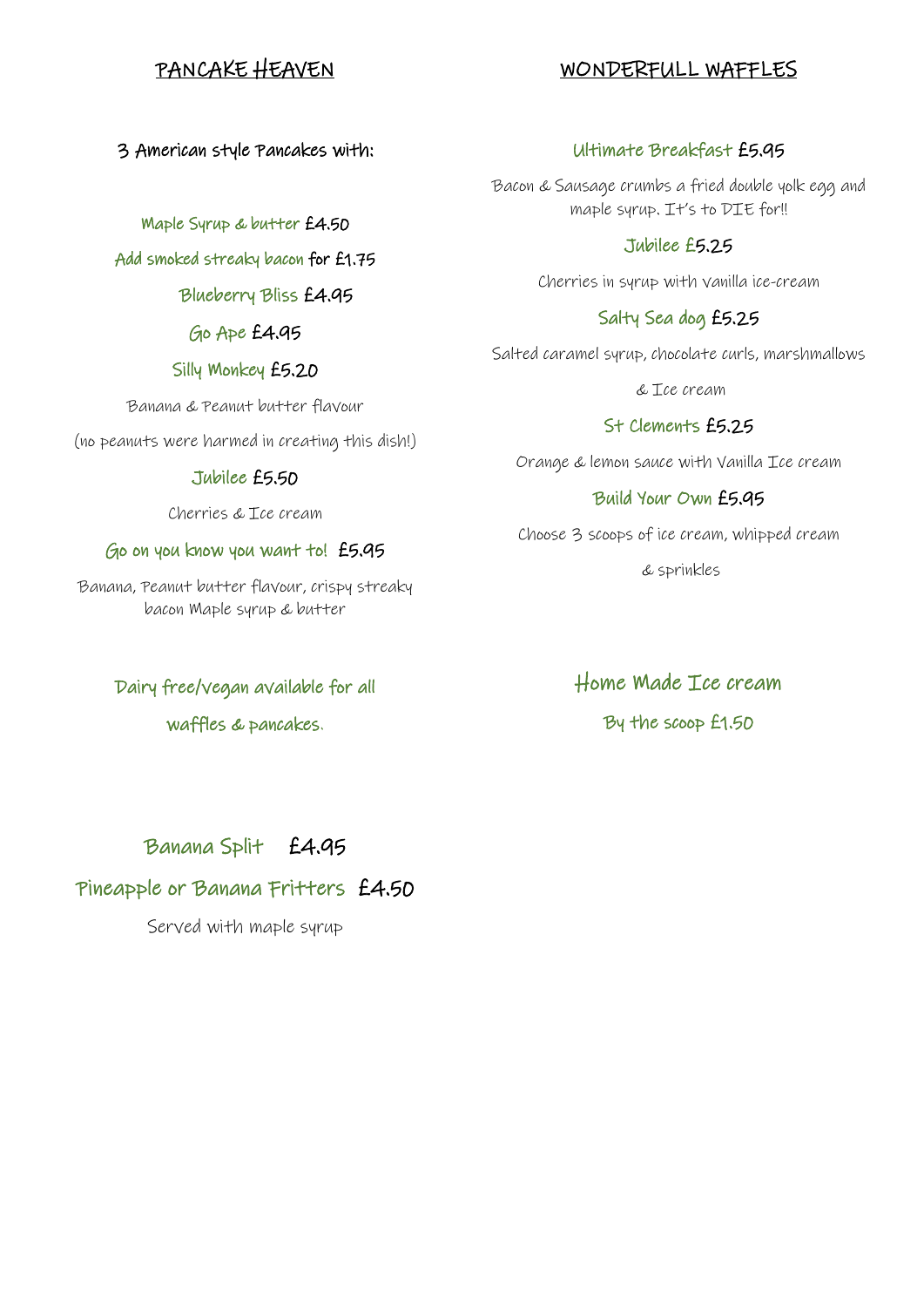## PANCAKE HEAVEN

3 American style Pancakes with:

Maple Syrup & butter £4.50

Add smoked streaky bacon for £1.75

Blueberry Bliss £4.95

Go Ape £4.95

Silly Monkey £5.20

Banana & Peanut butter flavour

(no peanuts were harmed in creating this dish!)

Jubilee £5.50

Cherries & Ice cream

Go on you know you want to! £5.95

Banana, Peanut butter flavour, crispy streaky bacon Maple syrup & butter

Dairy free/vegan available for all waffles & pancakes.

## WONDERFULL WAFFLES

Ultimate Breakfast £5.95

Bacon & Sausage crumbs a fried double yolk egg and maple syrup. It's to DIE for!!

Jubilee £5.25

Cherries in syrup with vanilla ice-cream

Salty Sea dog £5.25

Salted caramel syrup, chocolate curls, marshmallows & Ice cream

St Clements £5.25

Orange & lemon sauce with Vanilla Ice cream

Build Your Own £5.95

Choose 3 scoops of ice cream, whipped cream & sprinkles

Home Made Ice cream

By the scoop £1.50

Banana Split £4.95

Pineapple or Banana Fritters £4.50

Served with maple syrup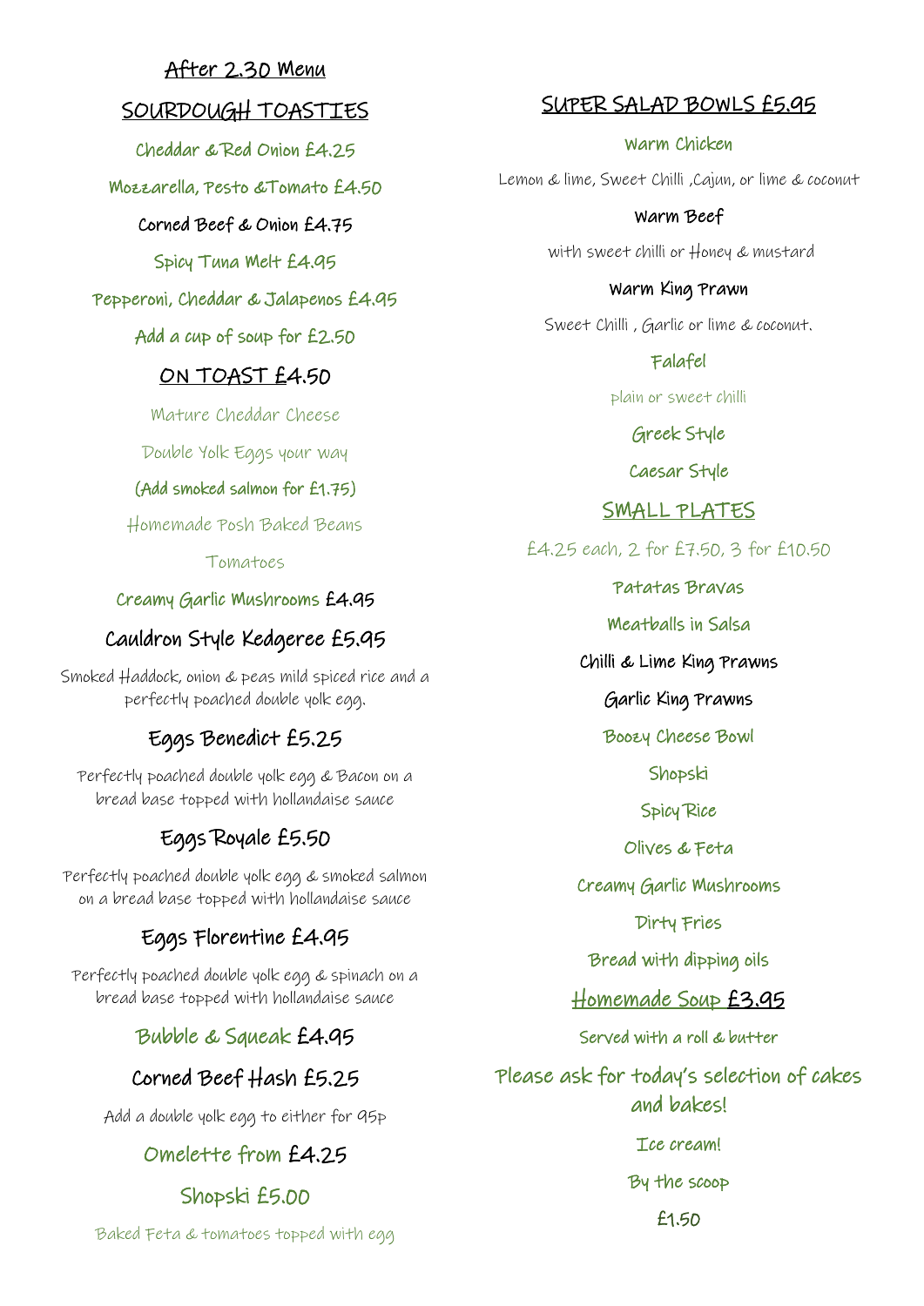# After 2.30 Menu

## SOURDOUGH TOASTIES

Cheddar & Red Onion £4.25

Mozzarella, Pesto &Tomato £4.50

Corned Beef & Onion £4.75

Spicy Tuna Melt £4.95

Pepperoni, Cheddar & Jalapenos £4.95

Add a cup of soup for £2.50

## ON TOAST £4.50

Mature Cheddar Cheese

Double Yolk Eggs your way

(Add smoked salmon for £1.75)

Homemade Posh Baked Beans

Tomatoes

Creamy Garlic Mushrooms £4.95

### Cauldron Style Kedgeree £5.95

Smoked Haddock, onion & peas mild spiced rice and a perfectly poached double yolk egg.

### Eggs Benedict £5.25

Perfectly poached double yolk egg & Bacon on a bread base topped with hollandaise sauce

### Eggs Royale £5.50

Perfectly poached double yolk egg & smoked salmon on a bread base topped with hollandaise sauce

### Eggs Florentine £4.95

Perfectly poached double yolk egg & spinach on a bread base topped with hollandaise sauce

### Bubble & Squeak £4.95

### Corned Beef Hash £5.25

Add a double yolk egg to either for 95p

### Omelette from £4.25

### Shopski £5.00

Baked Feta & tomatoes topped with egg

## SUPER SALAD BOWLS £5.95

Warm Chicken

Lemon & lime, Sweet Chilli ,Cajun, or lime & coconut

Warm Beef

with sweet chilli or Honey & mustard

Warm King Prawn

Sweet Chilli , Garlic or lime & coconut.

Falafel

plain or sweet chilli

Greek Style

Caesar Style

## SMALL PLATES

£4.25 each, 2 for £7.50, 3 for £10.50

Patatas Bravas

Meatballs in Salsa

Chilli & Lime King Prawns

Garlic King Prawns

Boozy Cheese Bowl

Shopski

Spicy Rice

Olives & Feta

Creamy Garlic Mushrooms

Dirty Fries

Bread with dipping oils

## Homemade Soup £3.95

Served with a roll & butter

Please ask for today's selection of cakes and bakes!

Ice cream!

By the scoop

£1.50